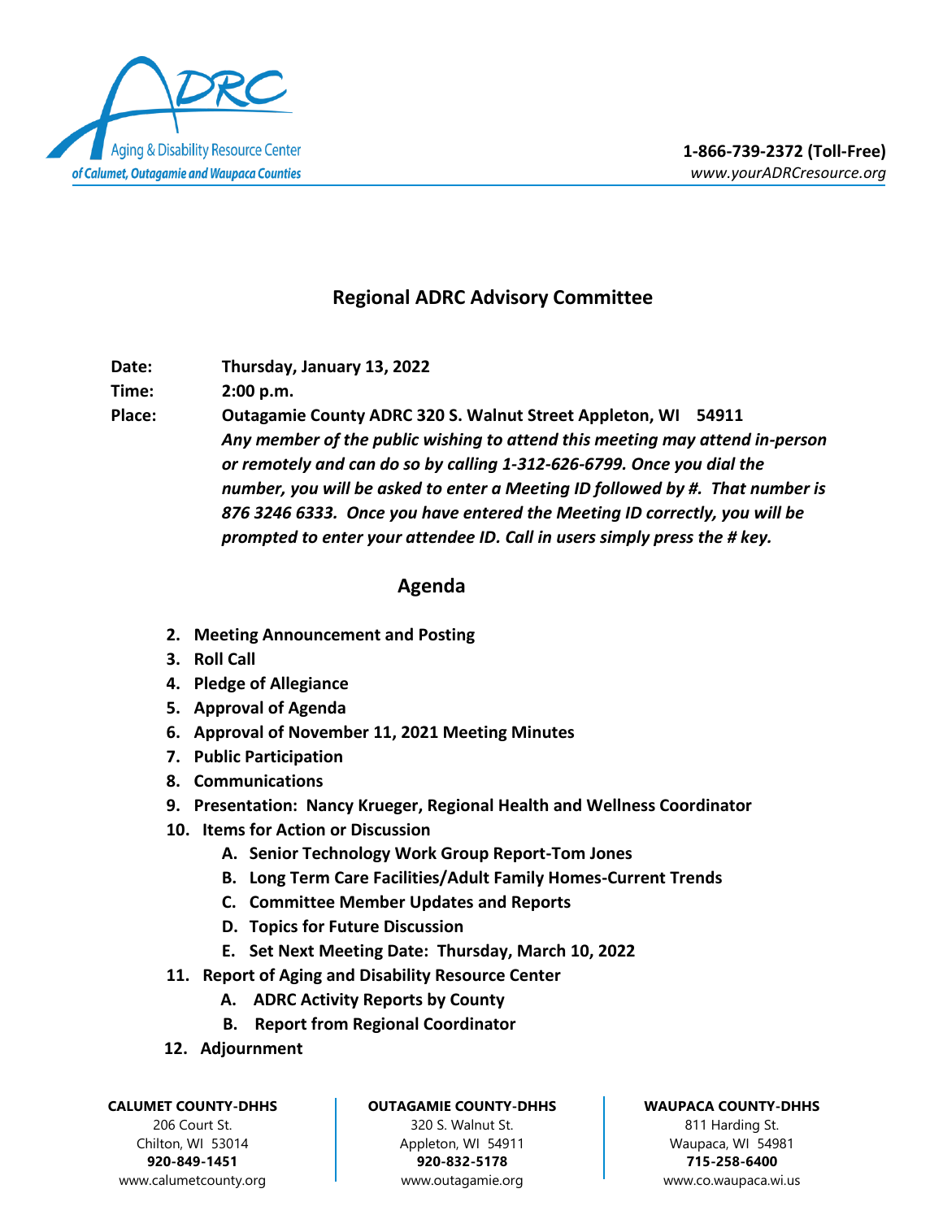Aging & Disability Resource Center
*of Calumet, Outagamie and Waupaca Counties*

**1-866-739-2372 (Toll-Free)**
*www.yourADRCresource.org*

## Regional ADRC Advisory Committee

**Date:** **Thursday, January 13, 2022**

**Time:** **2:00 p.m.**

**Place:** **Outagamie County ADRC 320 S. Walnut Street Appleton, WI 54911**
***Any member of the public wishing to attend this meeting may attend in-person or remotely and can do so by calling 1-312-626-6799. Once you dial the number, you will be asked to enter a Meeting ID followed by #. That number is 876 3246 6333. Once you have entered the Meeting ID correctly, you will be prompted to enter your attendee ID. Call in users simply press the # key.***

## Agenda

2. **Meeting Announcement and Posting**
3. **Roll Call**
4. **Pledge of Allegiance**
5. **Approval of Agenda**
6. **Approval of November 11, 2021 Meeting Minutes**
7. **Public Participation**
8. **Communications**
9. **Presentation: Nancy Krueger, Regional Health and Wellness Coordinator**
10. **Items for Action or Discussion**
    - A. **Senior Technology Work Group Report-Tom Jones**
    - B. **Long Term Care Facilities/Adult Family Homes-Current Trends**
    - C. **Committee Member Updates and Reports**
    - D. **Topics for Future Discussion**
    - E. **Set Next Meeting Date: Thursday, March 10, 2022**
11. **Report of Aging and Disability Resource Center**
    - A. **ADRC Activity Reports by County**
    - B. **Report from Regional Coordinator**
12. **Adjournment**

| **CALUMET COUNTY-DHHS** | **OUTAGAMIE COUNTY-DHHS** | **WAUPACA COUNTY-DHHS** |
|---|---|---|
| 206 Court St. | 320 S. Walnut St. | 811 Harding St. |
| Chilton, WI 53014 | Appleton, WI 54911 | Waupaca, WI 54981 |
| **920-849-1451** | **920-832-5178** | **715-258-6400** |
| www.calumetcounty.org | www.outagamie.org | www.co.waupaca.wi.us |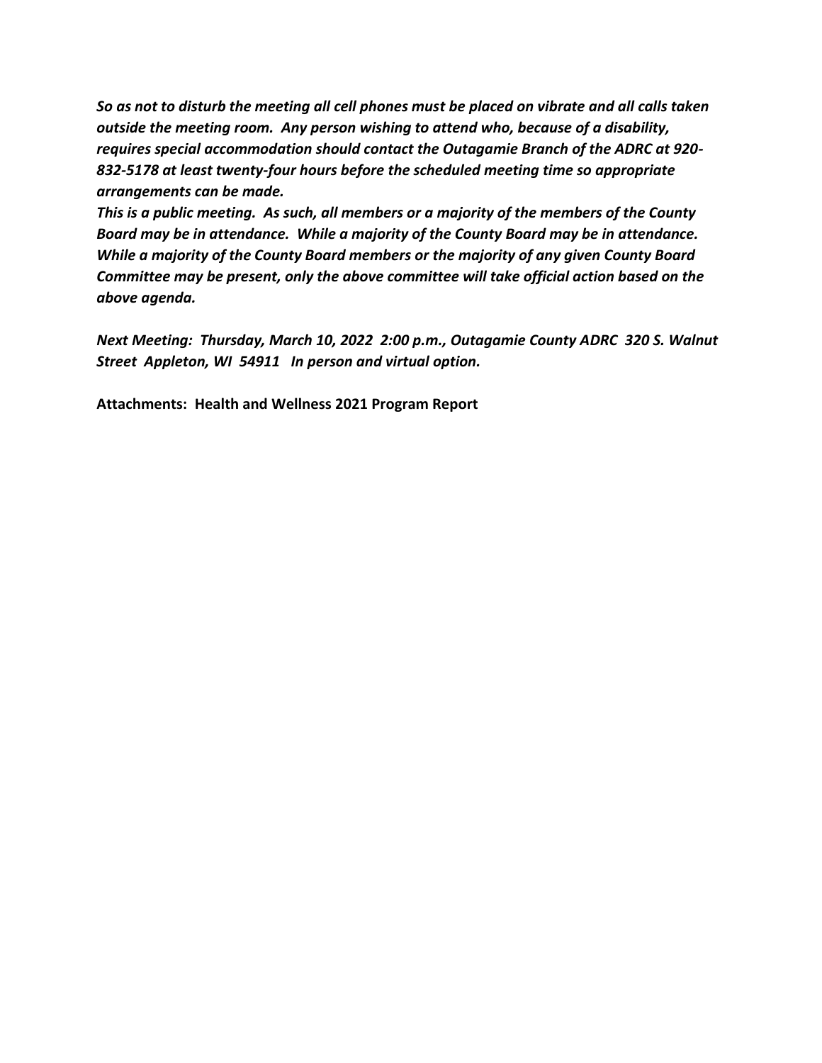***So as not to disturb the meeting all cell phones must be placed on vibrate and all calls taken outside the meeting room. Any person wishing to attend who, because of a disability, requires special accommodation should contact the Outagamie Branch of the ADRC at 920-832-5178 at least twenty-four hours before the scheduled meeting time so appropriate arrangements can be made.***

***This is a public meeting. As such, all members or a majority of the members of the County Board may be in attendance. While a majority of the County Board may be in attendance. While a majority of the County Board members or the majority of any given County Board Committee may be present, only the above committee will take official action based on the above agenda.***

***Next Meeting: Thursday, March 10, 2022 2:00 p.m., Outagamie County ADRC 320 S. Walnut Street Appleton, WI 54911 In person and virtual option.***

**Attachments: Health and Wellness 2021 Program Report**